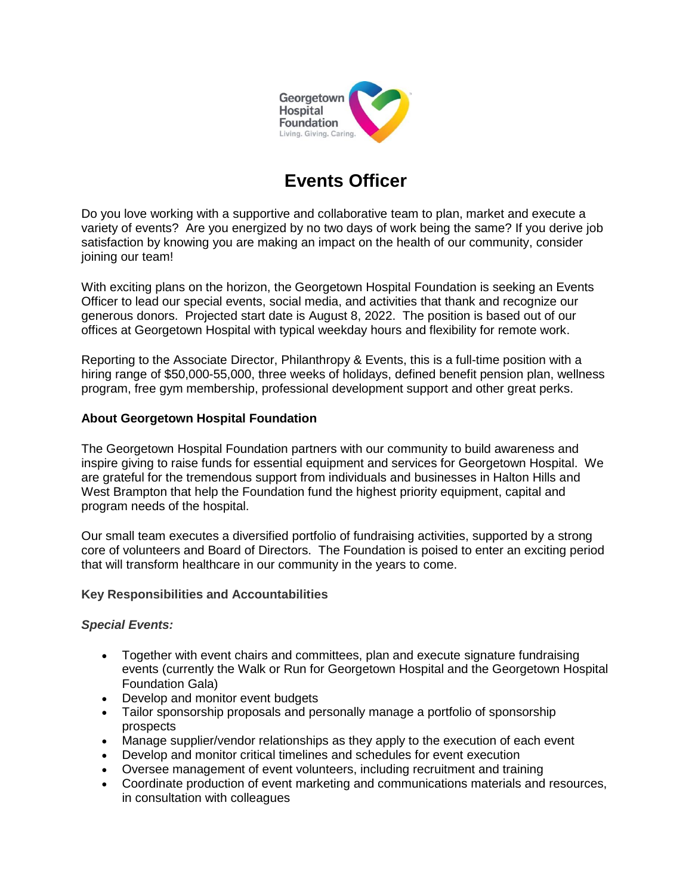# Events Officer

Do you love working with a supportive and collaborative team to plan, market and execute a variety of events? Are you energized by no two days of work being the same? If you derive job satisfaction by knowing you are making an impact on the health of our community, consider joining our team!

With exciting plans on the horizon, the Georgetown Hospital Foundation is seeking an Events Officer to lead our special events, social media, and activities that thank and recognize our generous donors. Projected start date is August 8, 2022. The position is based out of our offices at Georgetown Hospital with typical weekday hours and flexibility for remote work.

Reporting to the Associate Director, Philanthropy & Events, this is a full-time position with a hiring range of $50,000-55,000, three weeks of holidays, defined benefit pension plan, wellness program, free gym membership, professional development support and other great perks.

**About Georgetown Hospital Foundation**

The Georgetown Hospital Foundation partners with our community to build awareness and inspire giving to raise funds for essential equipment and services for Georgetown Hospital. We are grateful for the tremendous support from individuals and businesses in Halton Hills and West Brampton that help the Foundation fund the highest priority equipment, capital and program needs of the hospital.

Our small team executes a diversified portfolio of fundraising activities, supported by a strong core of volunteers and Board of Directors. The Foundation is poised to enter an exciting period that will transform healthcare in our community in the years to come.

**Key Responsibilities and Accountabilities**

***Special Events:***

- Together with event chairs and committees, plan and execute signature fundraising events (currently the Walk or Run for Georgetown Hospital and the Georgetown Hospital Foundation Gala)
- Develop and monitor event budgets
- Tailor sponsorship proposals and personally manage a portfolio of sponsorship prospects
- Manage supplier/vendor relationships as they apply to the execution of each event
- Develop and monitor critical timelines and schedules for event execution
- Oversee management of event volunteers, including recruitment and training
- Coordinate production of event marketing and communications materials and resources, in consultation with colleagues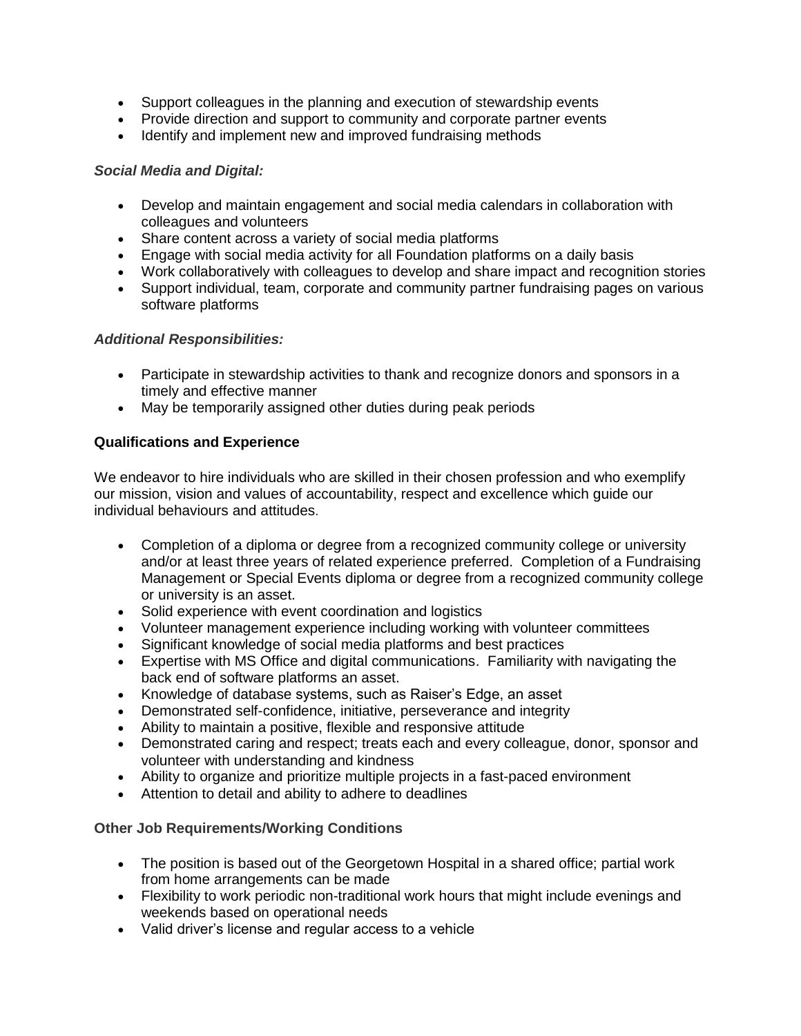- Support colleagues in the planning and execution of stewardship events
- Provide direction and support to community and corporate partner events
- Identify and implement new and improved fundraising methods

***Social Media and Digital:***

- Develop and maintain engagement and social media calendars in collaboration with colleagues and volunteers
- Share content across a variety of social media platforms
- Engage with social media activity for all Foundation platforms on a daily basis
- Work collaboratively with colleagues to develop and share impact and recognition stories
- Support individual, team, corporate and community partner fundraising pages on various software platforms

***Additional Responsibilities:***

- Participate in stewardship activities to thank and recognize donors and sponsors in a timely and effective manner
- May be temporarily assigned other duties during peak periods

**Qualifications and Experience**

We endeavor to hire individuals who are skilled in their chosen profession and who exemplify our mission, vision and values of accountability, respect and excellence which guide our individual behaviours and attitudes.

- Completion of a diploma or degree from a recognized community college or university and/or at least three years of related experience preferred. Completion of a Fundraising Management or Special Events diploma or degree from a recognized community college or university is an asset.
- Solid experience with event coordination and logistics
- Volunteer management experience including working with volunteer committees
- Significant knowledge of social media platforms and best practices
- Expertise with MS Office and digital communications. Familiarity with navigating the back end of software platforms an asset.
- Knowledge of database systems, such as Raiser's Edge, an asset
- Demonstrated self-confidence, initiative, perseverance and integrity
- Ability to maintain a positive, flexible and responsive attitude
- Demonstrated caring and respect; treats each and every colleague, donor, sponsor and volunteer with understanding and kindness
- Ability to organize and prioritize multiple projects in a fast-paced environment
- Attention to detail and ability to adhere to deadlines

**Other Job Requirements/Working Conditions**

- The position is based out of the Georgetown Hospital in a shared office; partial work from home arrangements can be made
- Flexibility to work periodic non-traditional work hours that might include evenings and weekends based on operational needs
- Valid driver's license and regular access to a vehicle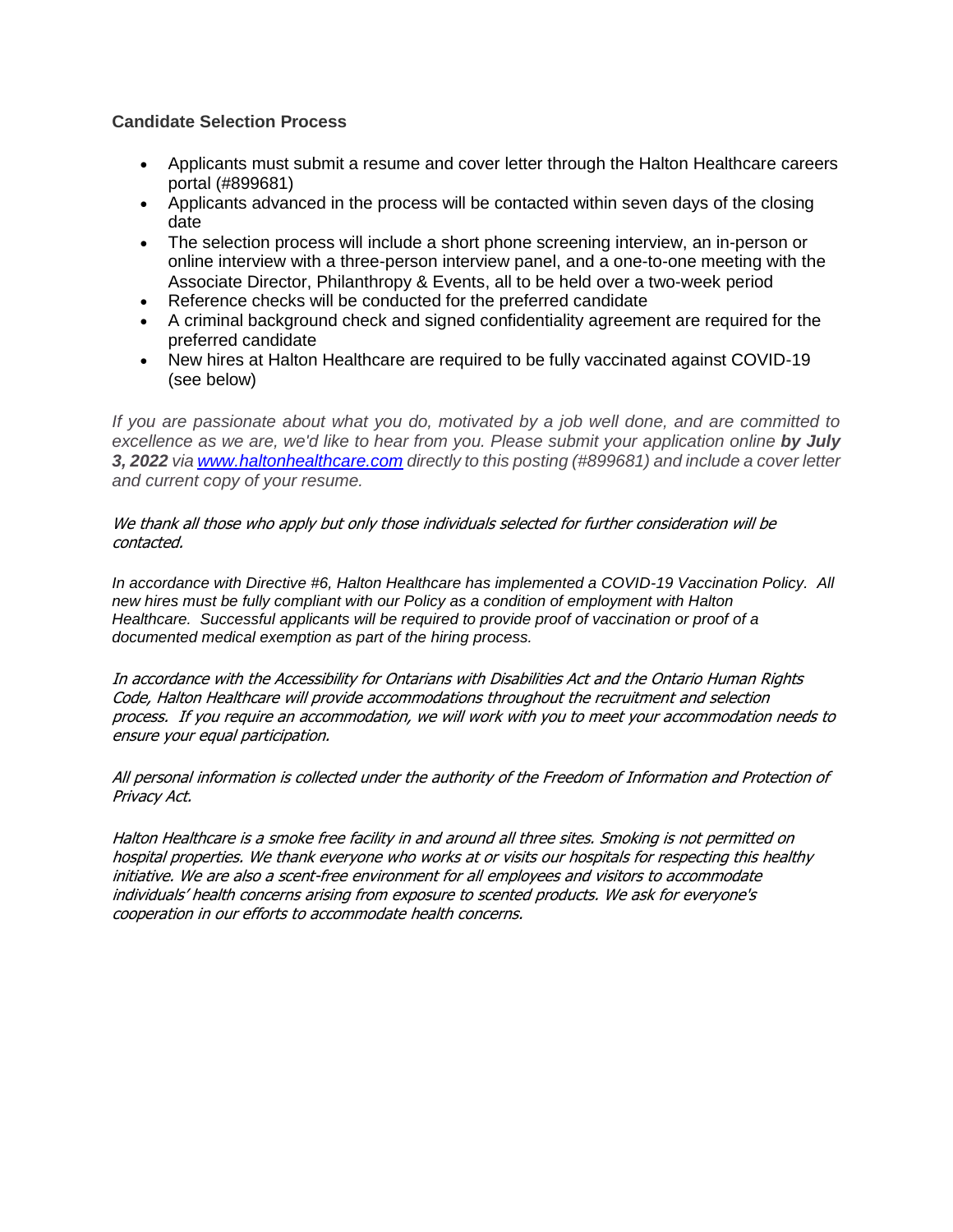### Candidate Selection Process

- Applicants must submit a resume and cover letter through the Halton Healthcare careers portal (#899681)
- Applicants advanced in the process will be contacted within seven days of the closing date
- The selection process will include a short phone screening interview, an in-person or online interview with a three-person interview panel, and a one-to-one meeting with the Associate Director, Philanthropy & Events, all to be held over a two-week period
- Reference checks will be conducted for the preferred candidate
- A criminal background check and signed confidentiality agreement are required for the preferred candidate
- New hires at Halton Healthcare are required to be fully vaccinated against COVID-19 (see below)

*If you are passionate about what you do, motivated by a job well done, and are committed to excellence as we are, we'd like to hear from you. Please submit your application online **by July 3, 2022** via [www.haltonhealthcare.com](www.haltonhealthcare.com) directly to this posting (#899681) and include a cover letter and current copy of your resume.*

*We thank all those who apply but only those individuals selected for further consideration will be contacted.*

*In accordance with Directive #6, Halton Healthcare has implemented a COVID-19 Vaccination Policy. All new hires must be fully compliant with our Policy as a condition of employment with Halton Healthcare. Successful applicants will be required to provide proof of vaccination or proof of a documented medical exemption as part of the hiring process.*

*In accordance with the Accessibility for Ontarians with Disabilities Act and the Ontario Human Rights Code, Halton Healthcare will provide accommodations throughout the recruitment and selection process. If you require an accommodation, we will work with you to meet your accommodation needs to ensure your equal participation.*

*All personal information is collected under the authority of the Freedom of Information and Protection of Privacy Act.*

*Halton Healthcare is a smoke free facility in and around all three sites. Smoking is not permitted on hospital properties. We thank everyone who works at or visits our hospitals for respecting this healthy initiative. We are also a scent-free environment for all employees and visitors to accommodate individuals' health concerns arising from exposure to scented products. We ask for everyone's cooperation in our efforts to accommodate health concerns.*